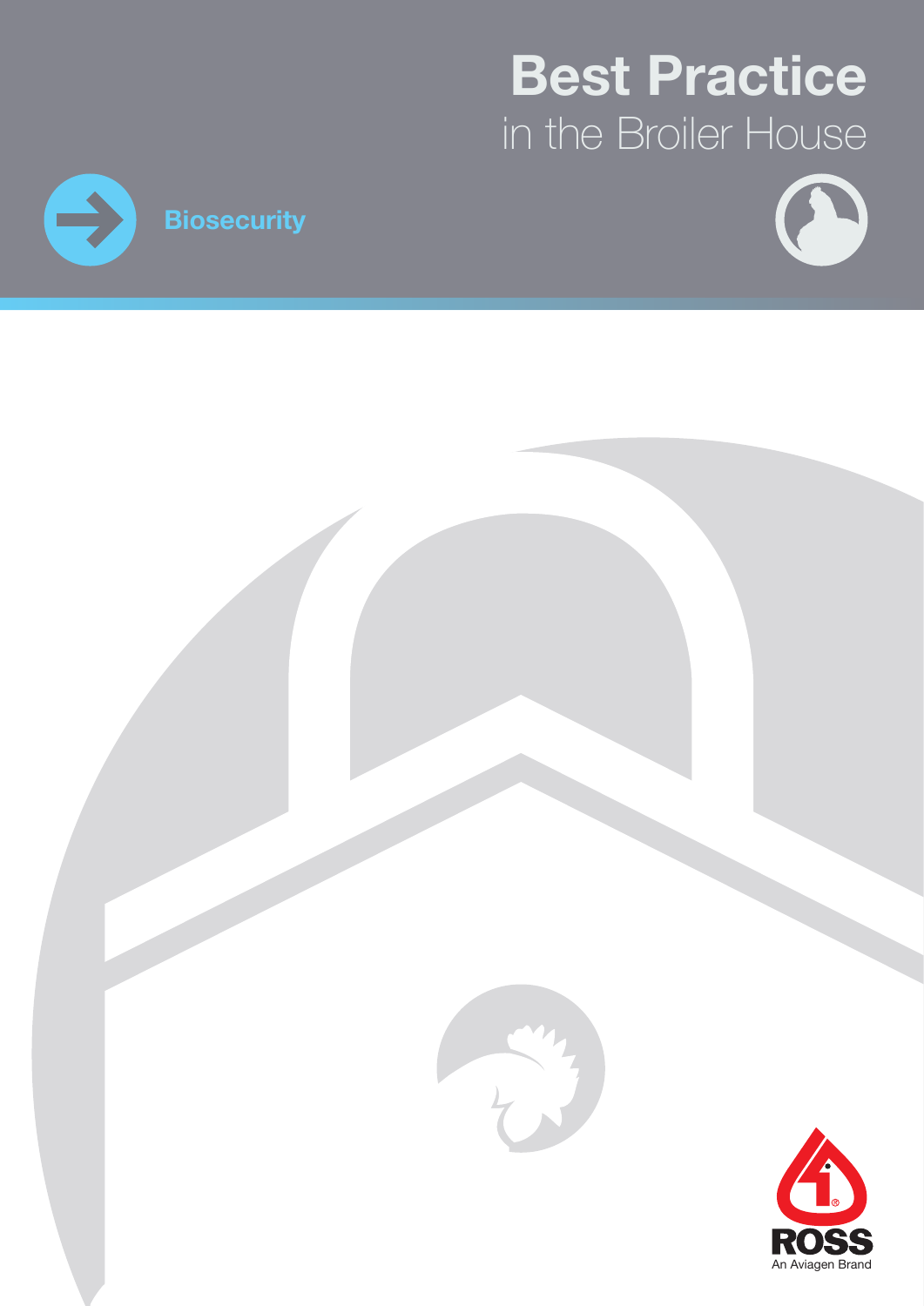# Best Practice
## in the Broiler House

**Biosecurity**

ROSS
An Aviagen Brand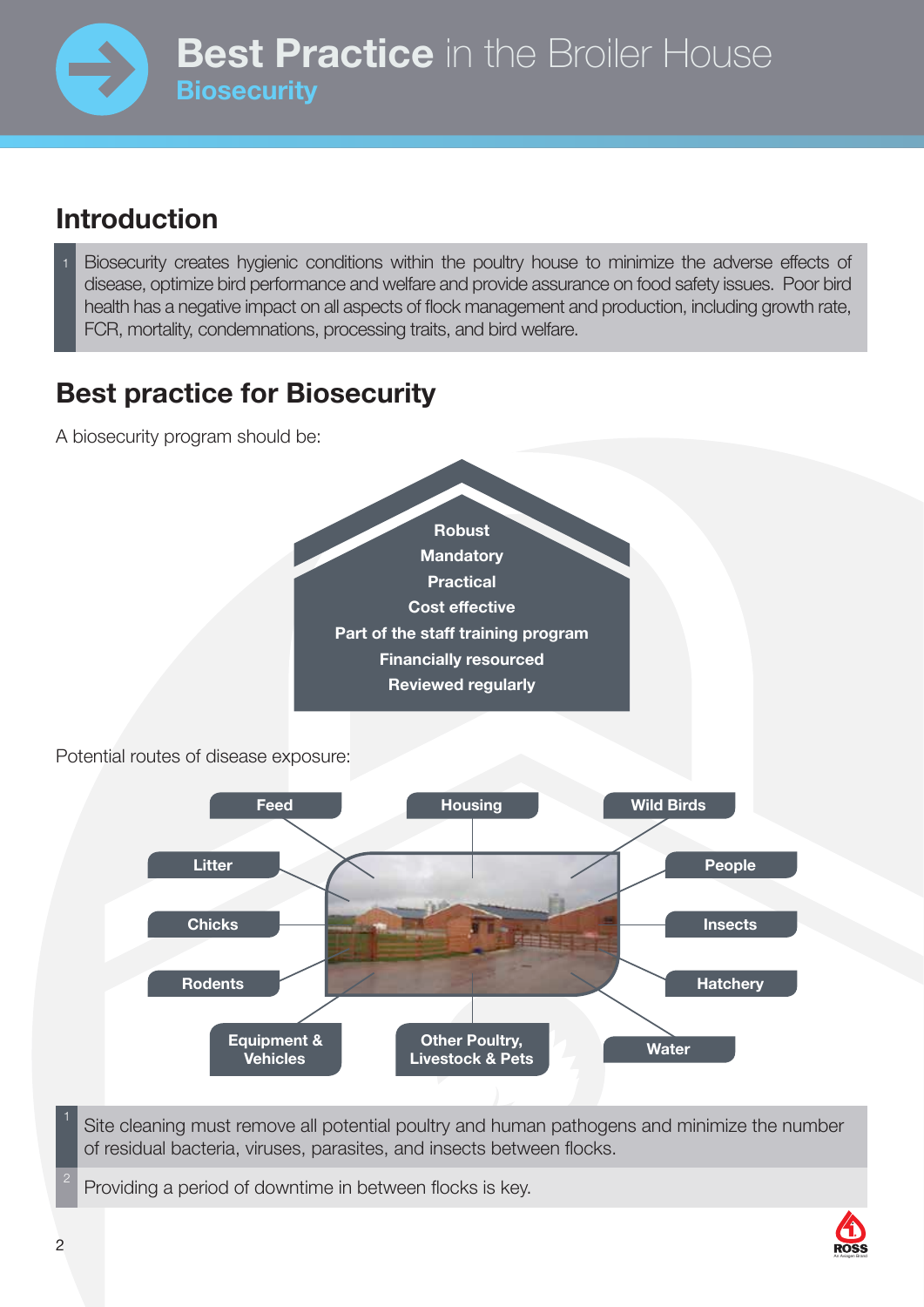# Best Practice in the Broiler House

## Biosecurity

## Introduction

1. Biosecurity creates hygienic conditions within the poultry house to minimize the adverse effects of disease, optimize bird performance and welfare and provide assurance on food safety issues. Poor bird health has a negative impact on all aspects of flock management and production, including growth rate, FCR, mortality, condemnations, processing traits, and bird welfare.

## Best practice for Biosecurity

A biosecurity program should be:

- Robust
- Mandatory
- Practical
- Cost effective
- Part of the staff training program
- Financially resourced
- Reviewed regularly

Potential routes of disease exposure:

- Feed
- Housing
- Wild Birds
- Litter
- People
- Chicks
- Insects
- Rodents
- Hatchery
- Equipment & Vehicles
- Other Poultry, Livestock & Pets
- Water

1. Site cleaning must remove all potential poultry and human pathogens and minimize the number of residual bacteria, viruses, parasites, and insects between flocks.
2. Providing a period of downtime in between flocks is key.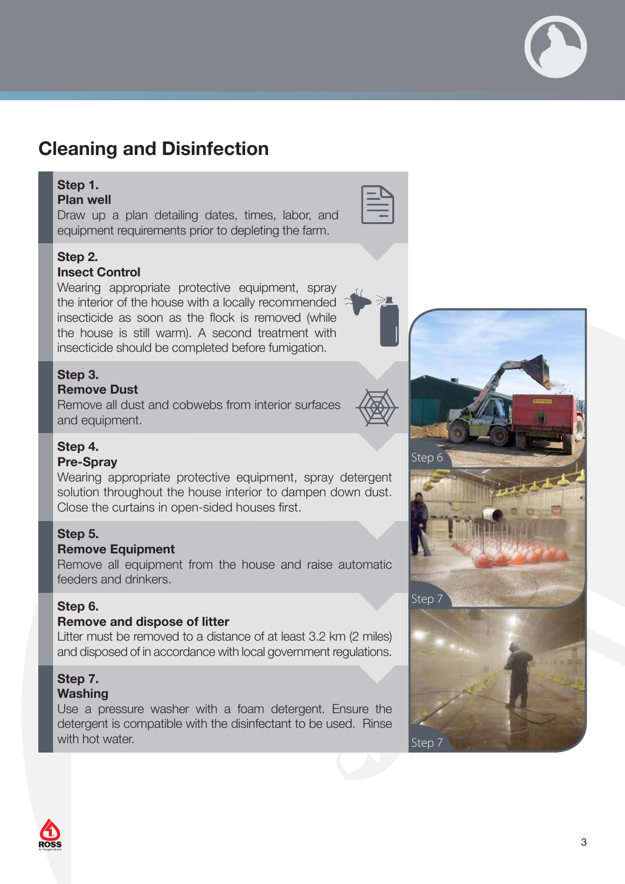# Cleaning and Disinfection

**Step 1.**
**Plan well**
Draw up a plan detailing dates, times, labor, and equipment requirements prior to depleting the farm.

**Step 2.**
**Insect Control**
Wearing appropriate protective equipment, spray the interior of the house with a locally recommended insecticide as soon as the flock is removed (while the house is still warm). A second treatment with insecticide should be completed before fumigation.

**Step 3.**
**Remove Dust**
Remove all dust and cobwebs from interior surfaces and equipment.

**Step 4.**
**Pre-Spray**
Wearing appropriate protective equipment, spray detergent solution throughout the house interior to dampen down dust. Close the curtains in open-sided houses first.

**Step 5.**
**Remove Equipment**
Remove all equipment from the house and raise automatic feeders and drinkers.

**Step 6.**
**Remove and dispose of litter**
Litter must be removed to a distance of at least 3.2 km (2 miles) and disposed of in accordance with local government regulations.

**Step 7.**
**Washing**
Use a pressure washer with a foam detergent. Ensure the detergent is compatible with the disinfectant to be used. Rinse with hot water.

Step 6

Step 7

Step 7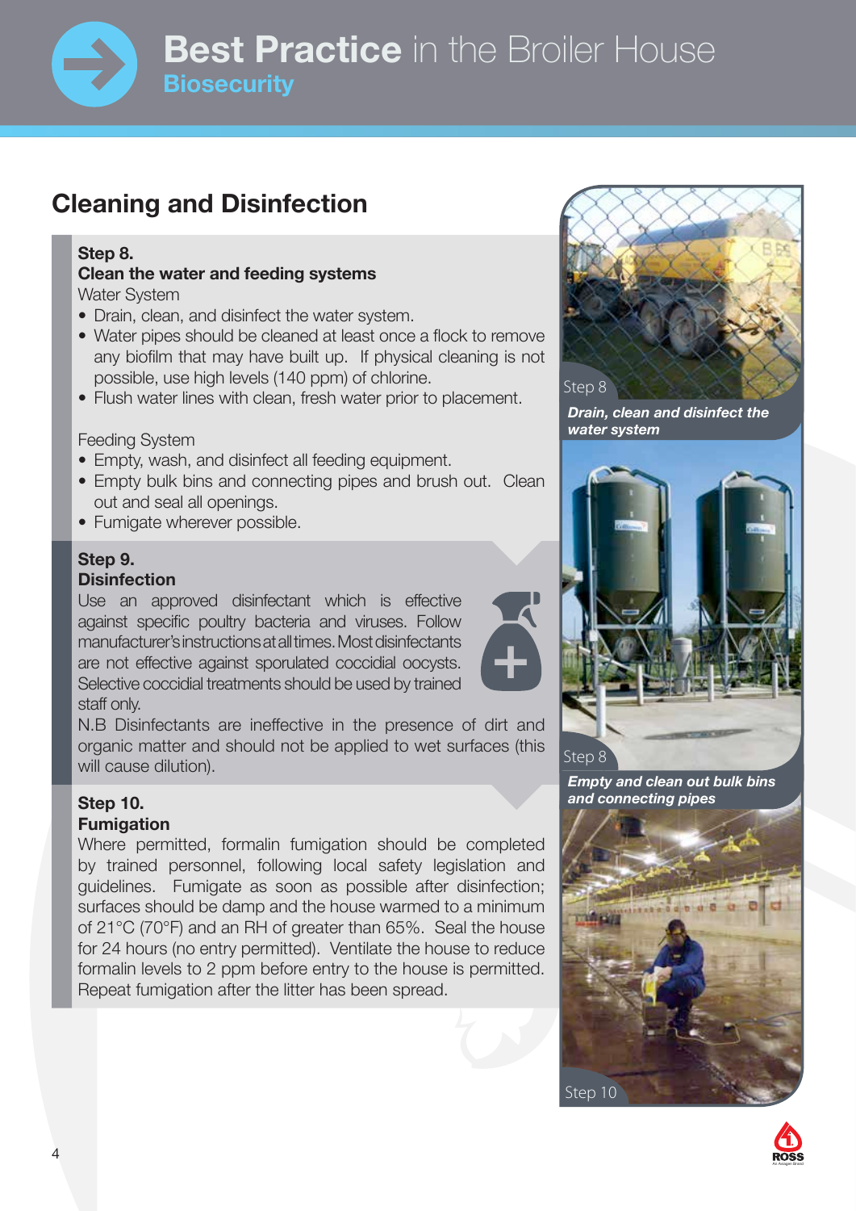## Cleaning and Disinfection

**Step 8.**
**Clean the water and feeding systems**

Water System

- Drain, clean, and disinfect the water system.
- Water pipes should be cleaned at least once a flock to remove any biofilm that may have built up. If physical cleaning is not possible, use high levels (140 ppm) of chlorine.
- Flush water lines with clean, fresh water prior to placement.

Feeding System

- Empty, wash, and disinfect all feeding equipment.
- Empty bulk bins and connecting pipes and brush out. Clean out and seal all openings.
- Fumigate wherever possible.

**Step 9.**
**Disinfection**

Use an approved disinfectant which is effective against specific poultry bacteria and viruses. Follow manufacturer's instructions at all times. Most disinfectants are not effective against sporulated coccidial oocysts. Selective coccidial treatments should be used by trained staff only.

N.B Disinfectants are ineffective in the presence of dirt and organic matter and should not be applied to wet surfaces (this will cause dilution).

**Step 10.**
**Fumigation**

Where permitted, formalin fumigation should be completed by trained personnel, following local safety legislation and guidelines. Fumigate as soon as possible after disinfection; surfaces should be damp and the house warmed to a minimum of 21°C (70°F) and an RH of greater than 65%. Seal the house for 24 hours (no entry permitted). Ventilate the house to reduce formalin levels to 2 ppm before entry to the house is permitted. Repeat fumigation after the litter has been spread.

Step 8

*Drain, clean and disinfect the water system*

Step 8

*Empty and clean out bulk bins and connecting pipes*

Step 10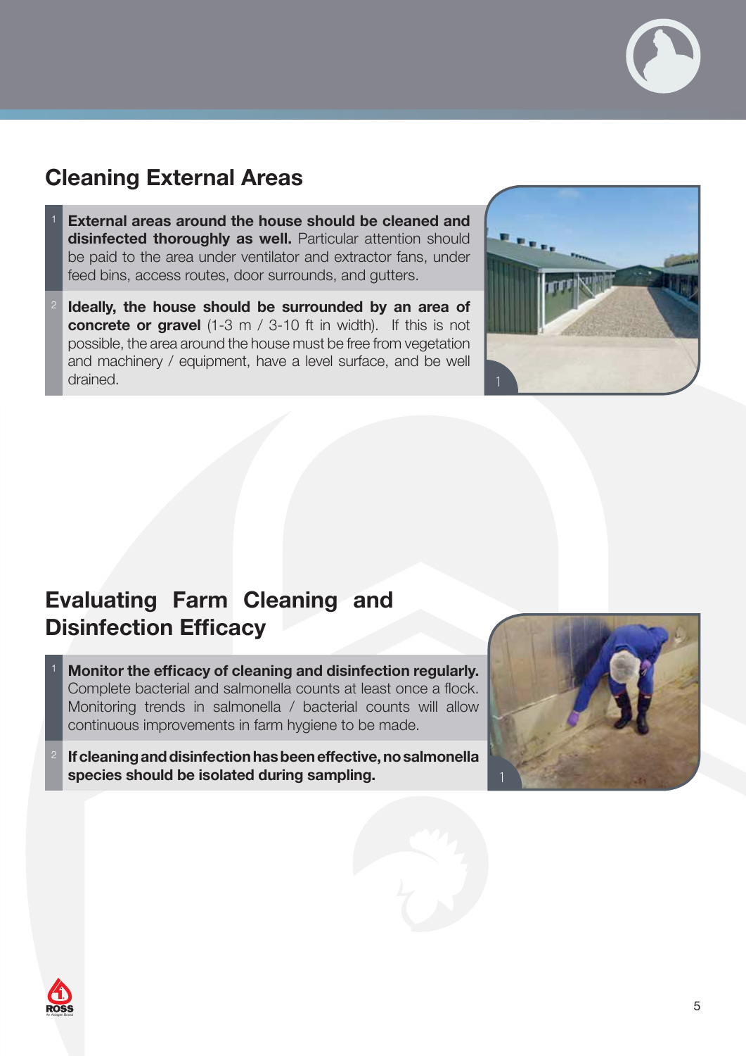## Cleaning External Areas

1. **External areas around the house should be cleaned and disinfected thoroughly as well.** Particular attention should be paid to the area under ventilator and extractor fans, under feed bins, access routes, door surrounds, and gutters.
2. **Ideally, the house should be surrounded by an area of concrete or gravel** (1-3 m / 3-10 ft in width). If this is not possible, the area around the house must be free from vegetation and machinery / equipment, have a level surface, and be well drained.

## Evaluating Farm Cleaning and Disinfection Efficacy

1. **Monitor the efficacy of cleaning and disinfection regularly.** Complete bacterial and salmonella counts at least once a flock. Monitoring trends in salmonella / bacterial counts will allow continuous improvements in farm hygiene to be made.
2. **If cleaning and disinfection has been effective, no salmonella species should be isolated during sampling.**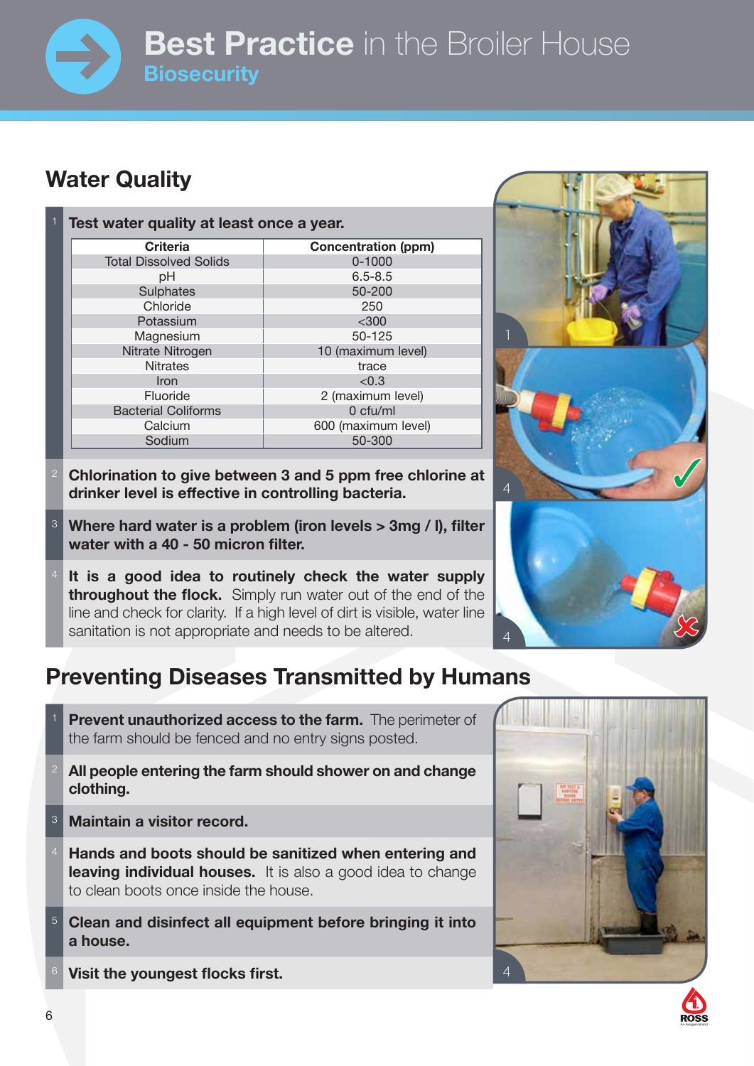## Water Quality

1. **Test water quality at least once a year.**

| Criteria | Concentration (ppm) |
|---|---|
| Total Dissolved Solids | 0-1000 |
| pH | 6.5-8.5 |
| Sulphates | 50-200 |
| Chloride | 250 |
| Potassium | <300 |
| Magnesium | 50-125 |
| Nitrate Nitrogen | 10 (maximum level) |
| Nitrates | trace |
| Iron | <0.3 |
| Fluoride | 2 (maximum level) |
| Bacterial Coliforms | 0 cfu/ml |
| Calcium | 600 (maximum level) |
| Sodium | 50-300 |

2. **Chlorination to give between 3 and 5 ppm free chlorine at drinker level is effective in controlling bacteria.**

3. **Where hard water is a problem (iron levels > 3mg / l), filter water with a 40 - 50 micron filter.**

4. **It is a good idea to routinely check the water supply throughout the flock.** Simply run water out of the end of the line and check for clarity. If a high level of dirt is visible, water line sanitation is not appropriate and needs to be altered.

## Preventing Diseases Transmitted by Humans

1. **Prevent unauthorized access to the farm.** The perimeter of the farm should be fenced and no entry signs posted.

2. **All people entering the farm should shower on and change clothing.**

3. **Maintain a visitor record.**

4. **Hands and boots should be sanitized when entering and leaving individual houses.** It is also a good idea to change to clean boots once inside the house.

5. **Clean and disinfect all equipment before bringing it into a house.**

6. **Visit the youngest flocks first.**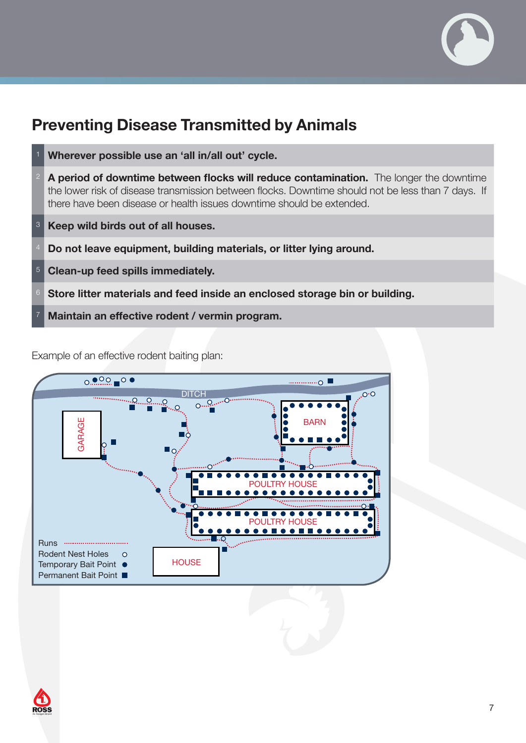## Preventing Disease Transmitted by Animals

1. **Wherever possible use an 'all in/all out' cycle.**
2. **A period of downtime between flocks will reduce contamination.** The longer the downtime the lower risk of disease transmission between flocks. Downtime should not be less than 7 days. If there have been disease or health issues downtime should be extended.
3. **Keep wild birds out of all houses.**
4. **Do not leave equipment, building materials, or litter lying around.**
5. **Clean-up feed spills immediately.**
6. **Store litter materials and feed inside an enclosed storage bin or building.**
7. **Maintain an effective rodent / vermin program.**

Example of an effective rodent baiting plan:

DITCH

GARAGE

BARN

POULTRY HOUSE

POULTRY HOUSE

HOUSE

Runs

Rodent Nest Holes

Temporary Bait Point

Permanent Bait Point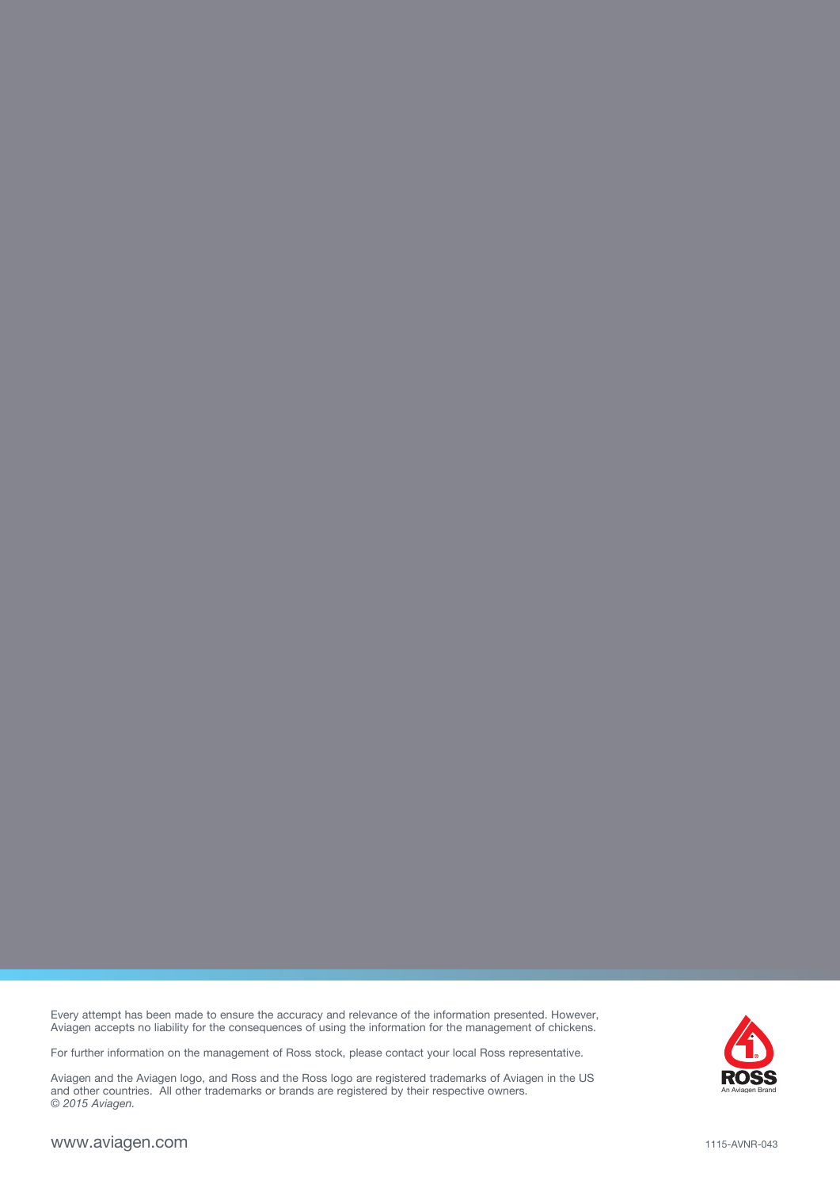Every attempt has been made to ensure the accuracy and relevance of the information presented. However, Aviagen accepts no liability for the consequences of using the information for the management of chickens.

For further information on the management of Ross stock, please contact your local Ross representative.

Aviagen and the Aviagen logo, and Ross and the Ross logo are registered trademarks of Aviagen in the US and other countries. All other trademarks or brands are registered by their respective owners.
*© 2015 Aviagen.*

ROSS
An Aviagen Brand

www.aviagen.com

1115-AVNR-043